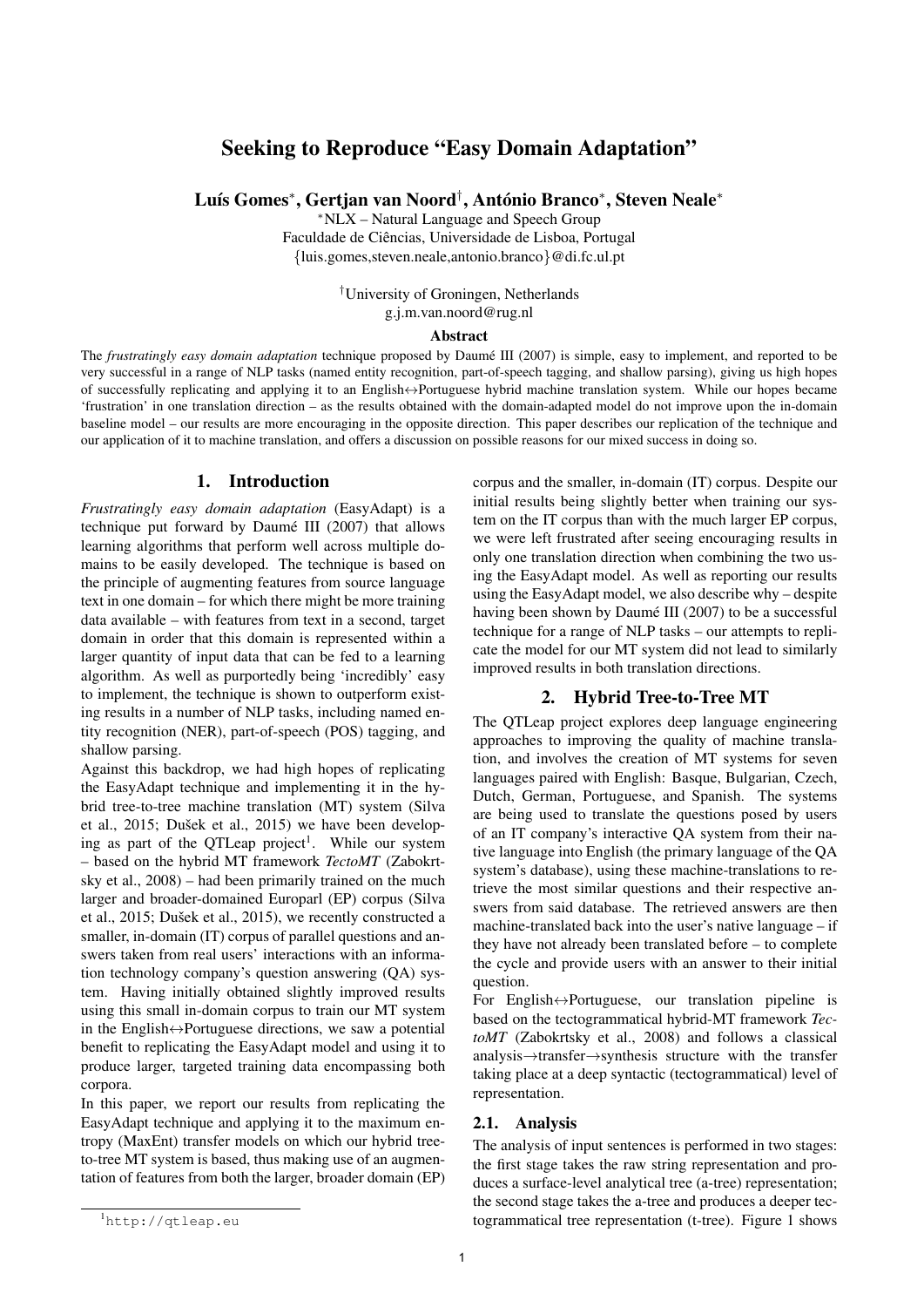# Seeking to Reproduce "Easy Domain Adaptation"

**Luís Gomes***, **Gertjan van Noord**†, **António Branco***, **Steven Neale***

*NLX – Natural Language and Speech Group
Faculdade de Ciências, Universidade de Lisboa, Portugal
{luis.gomes,steven.neale,antonio.branco}@di.fc.ul.pt

†University of Groningen, Netherlands
g.j.m.van.noord@rug.nl

**Abstract**

The *frustratingly easy domain adaptation* technique proposed by Daumé III (2007) is simple, easy to implement, and reported to be very successful in a range of NLP tasks (named entity recognition, part-of-speech tagging, and shallow parsing), giving us high hopes of successfully replicating and applying it to an English↔Portuguese hybrid machine translation system. While our hopes became 'frustration' in one translation direction – as the results obtained with the domain-adapted model do not improve upon the in-domain baseline model – our results are more encouraging in the opposite direction. This paper describes our replication of the technique and our application of it to machine translation, and offers a discussion on possible reasons for our mixed success in doing so.

## 1. Introduction

*Frustratingly easy domain adaptation* (EasyAdapt) is a technique put forward by Daumé III (2007) that allows learning algorithms that perform well across multiple domains to be easily developed. The technique is based on the principle of augmenting features from source language text in one domain – for which there might be more training data available – with features from text in a second, target domain in order that this domain is represented within a larger quantity of input data that can be fed to a learning algorithm. As well as purportedly being 'incredibly' easy to implement, the technique is shown to outperform existing results in a number of NLP tasks, including named entity recognition (NER), part-of-speech (POS) tagging, and shallow parsing.

Against this backdrop, we had high hopes of replicating the EasyAdapt technique and implementing it in the hybrid tree-to-tree machine translation (MT) system (Silva et al., 2015; Dušek et al., 2015) we have been developing as part of the QTLeap project[1]. While our system – based on the hybrid MT framework *TectoMT* (Zabokrtsky et al., 2008) – had been primarily trained on the much larger and broader-domained Europarl (EP) corpus (Silva et al., 2015; Dušek et al., 2015), we recently constructed a smaller, in-domain (IT) corpus of parallel questions and answers taken from real users' interactions with an information technology company's question answering (QA) system. Having initially obtained slightly improved results using this small in-domain corpus to train our MT system in the English↔Portuguese directions, we saw a potential benefit to replicating the EasyAdapt model and using it to produce larger, targeted training data encompassing both corpora.

In this paper, we report our results from replicating the EasyAdapt technique and applying it to the maximum entropy (MaxEnt) transfer models on which our hybrid tree-to-tree MT system is based, thus making use of an augmentation of features from both the larger, broader domain (EP) corpus and the smaller, in-domain (IT) corpus. Despite our initial results being slightly better when training our system on the IT corpus than with the much larger EP corpus, we were left frustrated after seeing encouraging results in only one translation direction when combining the two using the EasyAdapt model. As well as reporting our results using the EasyAdapt model, we also describe why – despite having been shown by Daumé III (2007) to be a successful technique for a range of NLP tasks – our attempts to replicate the model for our MT system did not lead to similarly improved results in both translation directions.

## 2. Hybrid Tree-to-Tree MT

The QTLeap project explores deep language engineering approaches to improving the quality of machine translation, and involves the creation of MT systems for seven languages paired with English: Basque, Bulgarian, Czech, Dutch, German, Portuguese, and Spanish. The systems are being used to translate the questions posed by users of an IT company's interactive QA system from their native language into English (the primary language of the QA system's database), using these machine-translations to retrieve the most similar questions and their respective answers from said database. The retrieved answers are then machine-translated back into the user's native language – if they have not already been translated before – to complete the cycle and provide users with an answer to their initial question.

For English↔Portuguese, our translation pipeline is based on the tectogrammatical hybrid-MT framework *TectoMT* (Zabokrtsky et al., 2008) and follows a classical analysis→transfer→synthesis structure with the transfer taking place at a deep syntactic (tectogrammatical) level of representation.

### 2.1. Analysis

The analysis of input sentences is performed in two stages: the first stage takes the raw string representation and produces a surface-level analytical tree (a-tree) representation; the second stage takes the a-tree and produces a deeper tectogrammatical tree representation (t-tree). Figure 1 shows

[1] http://qtleap.eu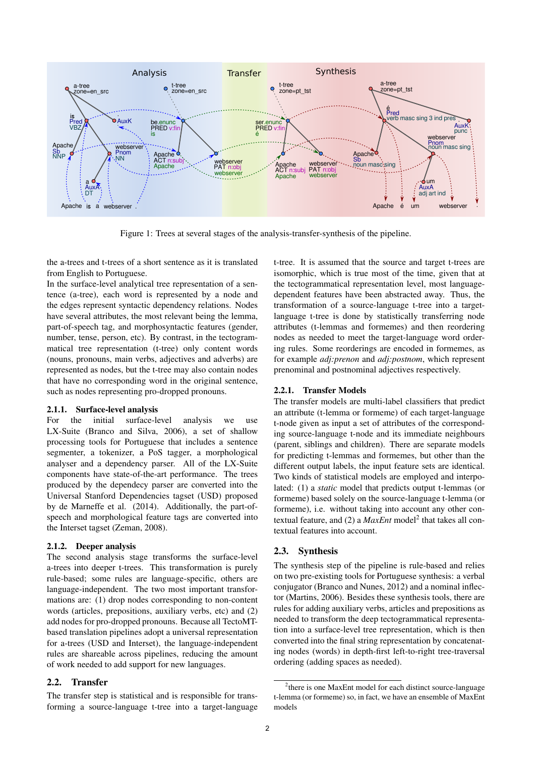Figure 1: Trees at several stages of the analysis-transfer-synthesis of the pipeline.

the a-trees and t-trees of a short sentence as it is translated from English to Portuguese.

In the surface-level analytical tree representation of a sentence (a-tree), each word is represented by a node and the edges represent syntactic dependency relations. Nodes have several attributes, the most relevant being the lemma, part-of-speech tag, and morphosyntactic features (gender, number, tense, person, etc). By contrast, in the tectogrammatical tree representation (t-tree) only content words (nouns, pronouns, main verbs, adjectives and adverbs) are represented as nodes, but the t-tree may also contain nodes that have no corresponding word in the original sentence, such as nodes representing pro-dropped pronouns.

#### 2.1.1. Surface-level analysis

For the initial surface-level analysis we use LX-Suite (Branco and Silva, 2006), a set of shallow processing tools for Portuguese that includes a sentence segmenter, a tokenizer, a PoS tagger, a morphological analyser and a dependency parser. All of the LX-Suite components have state-of-the-art performance. The trees produced by the dependecy parser are converted into the Universal Stanford Dependencies tagset (USD) proposed by de Marneffe et al. (2014). Additionally, the part-of-speech and morphological feature tags are converted into the Interset tagset (Zeman, 2008).

#### 2.1.2. Deeper analysis

The second analysis stage transforms the surface-level a-trees into deeper t-trees. This transformation is purely rule-based; some rules are language-specific, others are language-independent. The two most important transformations are: (1) drop nodes corresponding to non-content words (articles, prepositions, auxiliary verbs, etc) and (2) add nodes for pro-dropped pronouns. Because all TectoMT-based translation pipelines adopt a universal representation for a-trees (USD and Interset), the language-independent rules are shareable across pipelines, reducing the amount of work needed to add support for new languages.

### 2.2. Transfer

The transfer step is statistical and is responsible for transforming a source-language t-tree into a target-language t-tree. It is assumed that the source and target t-trees are isomorphic, which is true most of the time, given that at the tectogrammatical representation level, most language-dependent features have been abstracted away. Thus, the transformation of a source-language t-tree into a target-language t-tree is done by statistically transferring node attributes (t-lemmas and formemes) and then reordering nodes as needed to meet the target-language word ordering rules. Some reorderings are encoded in formemes, as for example *adj:prenon* and *adj:postnom*, which represent prenominal and postnominal adjectives respectively.

#### 2.2.1. Transfer Models

The transfer models are multi-label classifiers that predict an attribute (t-lemma or formeme) of each target-language t-node given as input a set of attributes of the corresponding source-language t-node and its immediate neighbours (parent, siblings and children). There are separate models for predicting t-lemmas and formemes, but other than the different output labels, the input feature sets are identical. Two kinds of statistical models are employed and interpolated: (1) a *static* model that predicts output t-lemmas (or formeme) based solely on the source-language t-lemma (or formeme), i.e. without taking into account any other contextual feature, and (2) a *MaxEnt* model[2] that takes all contextual features into account.

### 2.3. Synthesis

The synthesis step of the pipeline is rule-based and relies on two pre-existing tools for Portuguese synthesis: a verbal conjugator (Branco and Nunes, 2012) and a nominal inflector (Martins, 2006). Besides these synthesis tools, there are rules for adding auxiliary verbs, articles and prepositions as needed to transform the deep tectogrammatical representation into a surface-level tree representation, which is then converted into the final string representation by concatenating nodes (words) in depth-first left-to-right tree-traversal ordering (adding spaces as needed).

[2] there is one MaxEnt model for each distinct source-language t-lemma (or formeme) so, in fact, we have an ensemble of MaxEnt models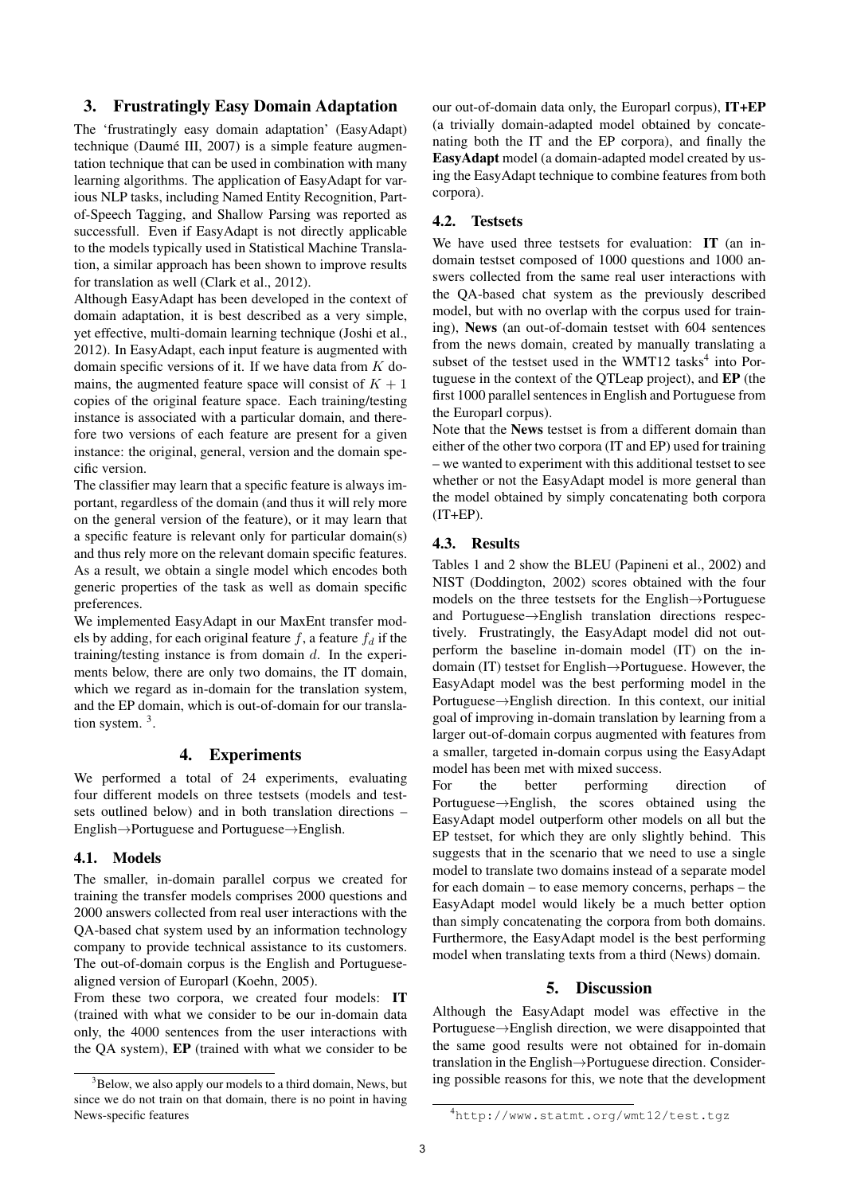## 3. Frustratingly Easy Domain Adaptation

The 'frustratingly easy domain adaptation' (EasyAdapt) technique (Daumé III, 2007) is a simple feature augmentation technique that can be used in combination with many learning algorithms. The application of EasyAdapt for various NLP tasks, including Named Entity Recognition, Part-of-Speech Tagging, and Shallow Parsing was reported as successfull. Even if EasyAdapt is not directly applicable to the models typically used in Statistical Machine Translation, a similar approach has been shown to improve results for translation as well (Clark et al., 2012).

Although EasyAdapt has been developed in the context of domain adaptation, it is best described as a very simple, yet effective, multi-domain learning technique (Joshi et al., 2012). In EasyAdapt, each input feature is augmented with domain specific versions of it. If we have data from $K$ domains, the augmented feature space will consist of $K+1$ copies of the original feature space. Each training/testing instance is associated with a particular domain, and therefore two versions of each feature are present for a given instance: the original, general, version and the domain specific version.

The classifier may learn that a specific feature is always important, regardless of the domain (and thus it will rely more on the general version of the feature), or it may learn that a specific feature is relevant only for particular domain(s) and thus rely more on the relevant domain specific features. As a result, we obtain a single model which encodes both generic properties of the task as well as domain specific preferences.

We implemented EasyAdapt in our MaxEnt transfer models by adding, for each original feature $f$, a feature $f_d$ if the training/testing instance is from domain $d$. In the experiments below, there are only two domains, the IT domain, which we regard as in-domain for the translation system, and the EP domain, which is out-of-domain for our translation system. [3].

## 4. Experiments

We performed a total of 24 experiments, evaluating four different models on three testsets (models and testsets outlined below) and in both translation directions – English→Portuguese and Portuguese→English.

### 4.1. Models

The smaller, in-domain parallel corpus we created for training the transfer models comprises 2000 questions and 2000 answers collected from real user interactions with the QA-based chat system used by an information technology company to provide technical assistance to its customers. The out-of-domain corpus is the English and Portuguese-aligned version of Europarl (Koehn, 2005).

From these two corpora, we created four models: **IT** (trained with what we consider to be our in-domain data only, the 4000 sentences from the user interactions with the QA system), **EP** (trained with what we consider to be our out-of-domain data only, the Europarl corpus), **IT+EP** (a trivially domain-adapted model obtained by concatenating both the IT and the EP corpora), and finally the **EasyAdapt** model (a domain-adapted model created by using the EasyAdapt technique to combine features from both corpora).

### 4.2. Testsets

We have used three testsets for evaluation: **IT** (an in-domain testset composed of 1000 questions and 1000 answers collected from the same real user interactions with the QA-based chat system as the previously described model, but with no overlap with the corpus used for training), **News** (an out-of-domain testset with 604 sentences from the news domain, created by manually translating a subset of the testset used in the WMT12 tasks[4] into Portuguese in the context of the QTLeap project), and **EP** (the first 1000 parallel sentences in English and Portuguese from the Europarl corpus).

Note that the **News** testset is from a different domain than either of the other two corpora (IT and EP) used for training – we wanted to experiment with this additional testset to see whether or not the EasyAdapt model is more general than the model obtained by simply concatenating both corpora (IT+EP).

### 4.3. Results

Tables 1 and 2 show the BLEU (Papineni et al., 2002) and NIST (Doddington, 2002) scores obtained with the four models on the three testsets for the English→Portuguese and Portuguese→English translation directions respectively. Frustratingly, the EasyAdapt model did not outperform the baseline in-domain model (IT) on the in-domain (IT) testset for English→Portuguese. However, the EasyAdapt model was the best performing model in the Portuguese→English direction. In this context, our initial goal of improving in-domain translation by learning from a larger out-of-domain corpus augmented with features from a smaller, targeted in-domain corpus using the EasyAdapt model has been met with mixed success.

For the better performing direction of Portuguese→English, the scores obtained using the EasyAdapt model outperform other models on all but the EP testset, for which they are only slightly behind. This suggests that in the scenario that we need to use a single model to translate two domains instead of a separate model for each domain – to ease memory concerns, perhaps – the EasyAdapt model would likely be a much better option than simply concatenating the corpora from both domains. Furthermore, the EasyAdapt model is the best performing model when translating texts from a third (News) domain.

## 5. Discussion

Although the EasyAdapt model was effective in the Portuguese→English direction, we were disappointed that the same good results were not obtained for in-domain translation in the English→Portuguese direction. Considering possible reasons for this, we note that the development

[3] Below, we also apply our models to a third domain, News, but since we do not train on that domain, there is no point in having News-specific features

[4] http://www.statmt.org/wmt12/test.tgz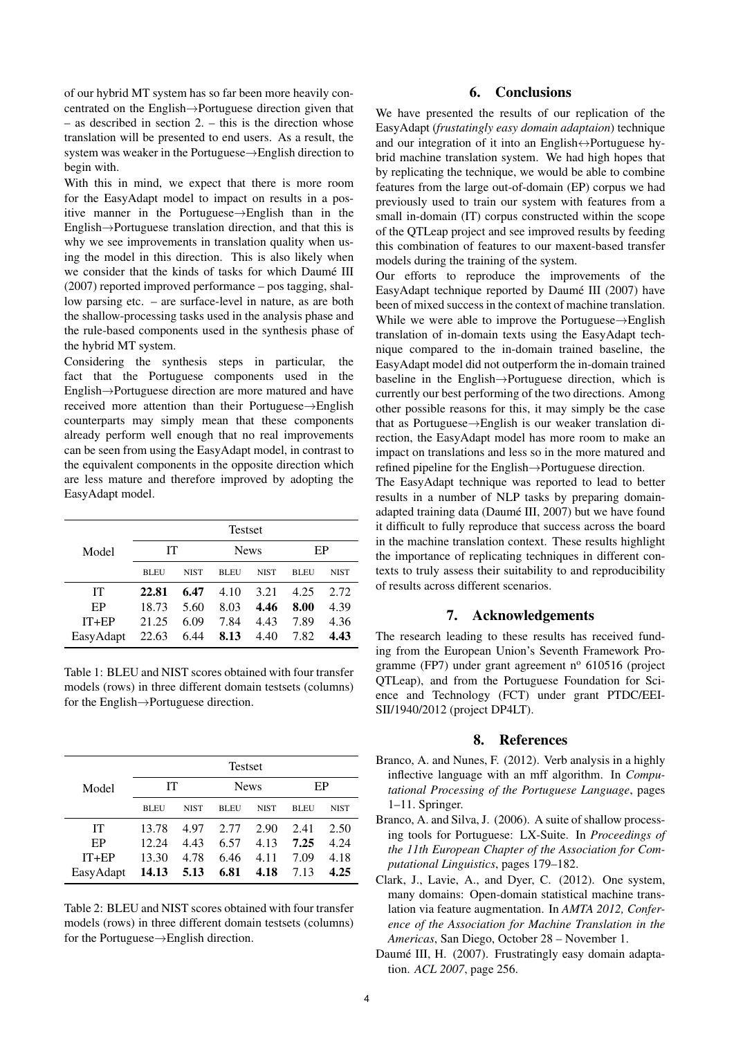of our hybrid MT system has so far been more heavily concentrated on the English→Portuguese direction given that – as described in section 2. – this is the direction whose translation will be presented to end users. As a result, the system was weaker in the Portuguese→English direction to begin with.

With this in mind, we expect that there is more room for the EasyAdapt model to impact on results in a positive manner in the Portuguese→English than in the English→Portuguese translation direction, and that this is why we see improvements in translation quality when using the model in this direction. This is also likely when we consider that the kinds of tasks for which Daumé III (2007) reported improved performance – pos tagging, shallow parsing etc. – are surface-level in nature, as are both the shallow-processing tasks used in the analysis phase and the rule-based components used in the synthesis phase of the hybrid MT system.

Considering the synthesis steps in particular, the fact that the Portuguese components used in the English→Portuguese direction are more matured and have received more attention than their Portuguese→English counterparts may simply mean that these components already perform well enough that no real improvements can be seen from using the EasyAdapt model, in contrast to the equivalent components in the opposite direction which are less mature and therefore improved by adopting the EasyAdapt model.

| Model | Testset | | | | | |
|---|---|---|---|---|---|---|
| | IT | | News | | EP | |
| | BLEU | NIST | BLEU | NIST | BLEU | NIST |
| IT | **22.81** | **6.47** | 4.10 | 3.21 | 4.25 | 2.72 |
| EP | 18.73 | 5.60 | 8.03 | **4.46** | **8.00** | 4.39 |
| IT+EP | 21.25 | 6.09 | 7.84 | 4.43 | 7.89 | 4.36 |
| EasyAdapt | 22.63 | 6.44 | **8.13** | 4.40 | 7.82 | **4.43** |

Table 1: BLEU and NIST scores obtained with four transfer models (rows) in three different domain testsets (columns) for the English→Portuguese direction.

| Model | Testset | | | | | |
|---|---|---|---|---|---|---|
| | IT | | News | | EP | |
| | BLEU | NIST | BLEU | NIST | BLEU | NIST |
| IT | 13.78 | 4.97 | 2.77 | 2.90 | 2.41 | 2.50 |
| EP | 12.24 | 4.43 | 6.57 | 4.13 | **7.25** | 4.24 |
| IT+EP | 13.30 | 4.78 | 6.46 | 4.11 | 7.09 | 4.18 |
| EasyAdapt | **14.13** | **5.13** | **6.81** | **4.18** | 7.13 | **4.25** |

Table 2: BLEU and NIST scores obtained with four transfer models (rows) in three different domain testsets (columns) for the Portuguese→English direction.

## 6. Conclusions

We have presented the results of our replication of the EasyAdapt (*frustatingly easy domain adaptaion*) technique and our integration of it into an English↔Portuguese hybrid machine translation system. We had high hopes that by replicating the technique, we would be able to combine features from the large out-of-domain (EP) corpus we had previously used to train our system with features from a small in-domain (IT) corpus constructed within the scope of the QTLeap project and see improved results by feeding this combination of features to our maxent-based transfer models during the training of the system.

Our efforts to reproduce the improvements of the EasyAdapt technique reported by Daumé III (2007) have been of mixed success in the context of machine translation. While we were able to improve the Portuguese→English translation of in-domain texts using the EasyAdapt technique compared to the in-domain trained baseline, the EasyAdapt model did not outperform the in-domain trained baseline in the English→Portuguese direction, which is currently our best performing of the two directions. Among other possible reasons for this, it may simply be the case that as Portuguese→English is our weaker translation direction, the EasyAdapt model has more room to make an impact on translations and less so in the more matured and refined pipeline for the English→Portuguese direction.

The EasyAdapt technique was reported to lead to better results in a number of NLP tasks by preparing domain-adapted training data (Daumé III, 2007) but we have found it difficult to fully reproduce that success across the board in the machine translation context. These results highlight the importance of replicating techniques in different contexts to truly assess their suitability to and reproducibility of results across different scenarios.

## 7. Acknowledgements

The research leading to these results has received funding from the European Union's Seventh Framework Programme (FP7) under grant agreement nº 610516 (project QTLeap), and from the Portuguese Foundation for Science and Technology (FCT) under grant PTDC/EEI-SII/1940/2012 (project DP4LT).

## 8. References

Branco, A. and Nunes, F. (2012). Verb analysis in a highly inflective language with an mff algorithm. In *Computational Processing of the Portuguese Language*, pages 1–11. Springer.

Branco, A. and Silva, J. (2006). A suite of shallow processing tools for Portuguese: LX-Suite. In *Proceedings of the 11th European Chapter of the Association for Computational Linguistics*, pages 179–182.

Clark, J., Lavie, A., and Dyer, C. (2012). One system, many domains: Open-domain statistical machine translation via feature augmentation. In *AMTA 2012, Conference of the Association for Machine Translation in the Americas*, San Diego, October 28 – November 1.

Daumé III, H. (2007). Frustratingly easy domain adaptation. *ACL 2007*, page 256.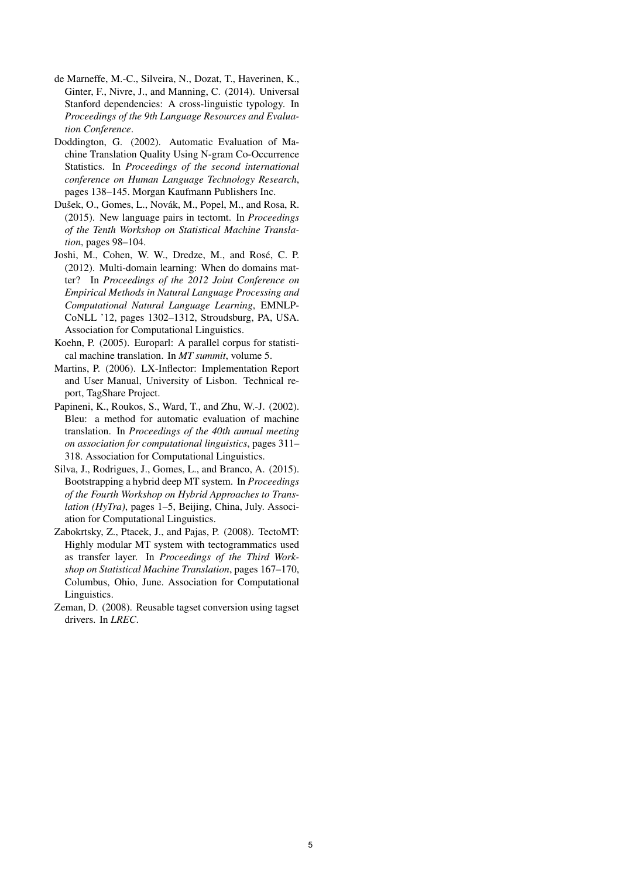de Marneffe, M.-C., Silveira, N., Dozat, T., Haverinen, K., Ginter, F., Nivre, J., and Manning, C. (2014). Universal Stanford dependencies: A cross-linguistic typology. In *Proceedings of the 9th Language Resources and Evaluation Conference*.

Doddington, G. (2002). Automatic Evaluation of Machine Translation Quality Using N-gram Co-Occurrence Statistics. In *Proceedings of the second international conference on Human Language Technology Research*, pages 138–145. Morgan Kaufmann Publishers Inc.

Dušek, O., Gomes, L., Novák, M., Popel, M., and Rosa, R. (2015). New language pairs in tectomt. In *Proceedings of the Tenth Workshop on Statistical Machine Translation*, pages 98–104.

Joshi, M., Cohen, W. W., Dredze, M., and Rosé, C. P. (2012). Multi-domain learning: When do domains matter? In *Proceedings of the 2012 Joint Conference on Empirical Methods in Natural Language Processing and Computational Natural Language Learning*, EMNLP-CoNLL '12, pages 1302–1312, Stroudsburg, PA, USA. Association for Computational Linguistics.

Koehn, P. (2005). Europarl: A parallel corpus for statistical machine translation. In *MT summit*, volume 5.

Martins, P. (2006). LX-Inflector: Implementation Report and User Manual, University of Lisbon. Technical report, TagShare Project.

Papineni, K., Roukos, S., Ward, T., and Zhu, W.-J. (2002). Bleu: a method for automatic evaluation of machine translation. In *Proceedings of the 40th annual meeting on association for computational linguistics*, pages 311–318. Association for Computational Linguistics.

Silva, J., Rodrigues, J., Gomes, L., and Branco, A. (2015). Bootstrapping a hybrid deep MT system. In *Proceedings of the Fourth Workshop on Hybrid Approaches to Translation (HyTra)*, pages 1–5, Beijing, China, July. Association for Computational Linguistics.

Zabokrtsky, Z., Ptacek, J., and Pajas, P. (2008). TectoMT: Highly modular MT system with tectogrammatics used as transfer layer. In *Proceedings of the Third Workshop on Statistical Machine Translation*, pages 167–170, Columbus, Ohio, June. Association for Computational Linguistics.

Zeman, D. (2008). Reusable tagset conversion using tagset drivers. In *LREC*.